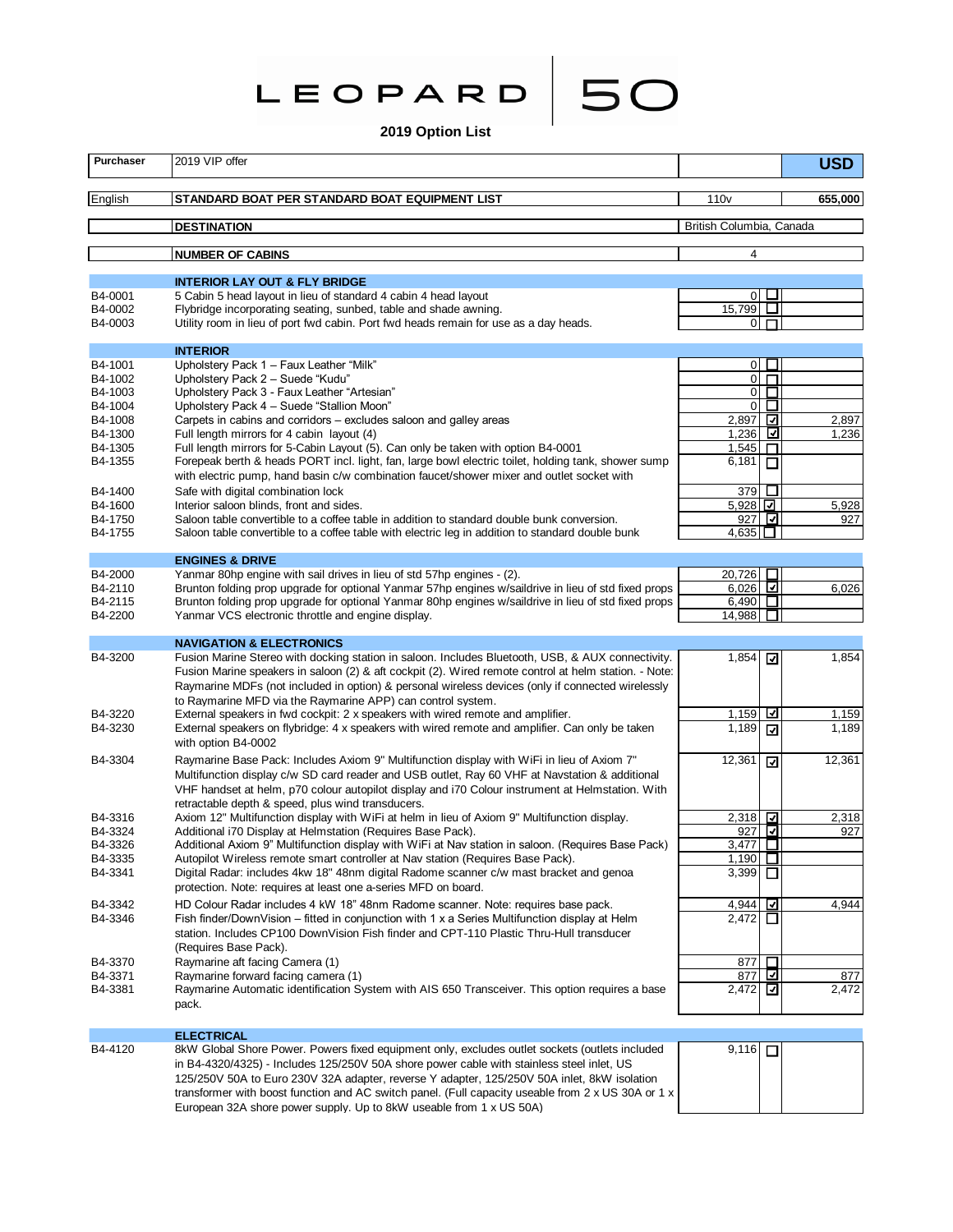# LEOPARD 50

## 2019 Option List

| Code | Description | Price | Selected | USD |
|---|---|---|---|---|
| **Purchaser** | 2019 VIP offer | | | **USD** |
| English | **STANDARD BOAT PER STANDARD BOAT EQUIPMENT LIST** | 110v | | 655,000 |
| | **DESTINATION** | British Columbia, Canada | | |
| | **NUMBER OF CABINS** | 4 | | |
| | **INTERIOR LAY OUT & FLY BRIDGE** | | | |
| B4-0001 | 5 Cabin 5 head layout in lieu of standard 4 cabin 4 head layout | 0 | ☐ | |
| B4-0002 | Flybridge incorporating seating, sunbed, table and shade awning. | 15,799 | ☐ | |
| B4-0003 | Utility room in lieu of port fwd cabin. Port fwd heads remain for use as a day heads. | 0 | ☐ | |
| | **INTERIOR** | | | |
| B4-1001 | Upholstery Pack 1 – Faux Leather "Milk" | 0 | ☐ | |
| B4-1002 | Upholstery Pack 2 – Suede "Kudu" | 0 | ☐ | |
| B4-1003 | Upholstery Pack 3 - Faux Leather "Artesian" | 0 | ☐ | |
| B4-1004 | Upholstery Pack 4 – Suede "Stallion Moon" | 0 | ☐ | |
| B4-1008 | Carpets in cabins and corridors – excludes saloon and galley areas | 2,897 | ☑ | 2,897 |
| B4-1300 | Full length mirrors for 4 cabin layout (4) | 1,236 | ☑ | 1,236 |
| B4-1305 | Full length mirrors for 5-Cabin Layout (5). Can only be taken with option B4-0001 | 1,545 | ☐ | |
| B4-1355 | Forepeak berth & heads PORT incl. light, fan, large bowl electric toilet, holding tank, shower sump with electric pump, hand basin c/w combination faucet/shower mixer and outlet socket with | 6,181 | ☐ | |
| B4-1400 | Safe with digital combination lock | 379 | ☐ | |
| B4-1600 | Interior saloon blinds, front and sides. | 5,928 | ☑ | 5,928 |
| B4-1750 | Saloon table convertible to a coffee table in addition to standard double bunk conversion. | 927 | ☑ | 927 |
| B4-1755 | Saloon table convertible to a coffee table with electric leg in addition to standard double bunk | 4,635 | ☐ | |
| | **ENGINES & DRIVE** | | | |
| B4-2000 | Yanmar 80hp engine with sail drives in lieu of std 57hp engines - (2). | 20,726 | ☐ | |
| B4-2110 | Brunton folding prop upgrade for optional Yanmar 57hp engines w/saildrive in lieu of std fixed props | 6,026 | ☑ | 6,026 |
| B4-2115 | Brunton folding prop upgrade for optional Yanmar 80hp engines w/saildrive in lieu of std fixed props | 6,490 | ☐ | |
| B4-2200 | Yanmar VCS electronic throttle and engine display. | 14,988 | ☐ | |
| | **NAVIGATION & ELECTRONICS** | | | |
| B4-3200 | Fusion Marine Stereo with docking station in saloon. Includes Bluetooth, USB, & AUX connectivity. Fusion Marine speakers in saloon (2) & aft cockpit (2). Wired remote control at helm station. - Note: Raymarine MDFs (not included in option) & personal wireless devices (only if connected wirelessly to Raymarine MFD via the Raymarine APP) can control system. | 1,854 | ☑ | 1,854 |
| B4-3220 | External speakers in fwd cockpit: 2 x speakers with wired remote and amplifier. | 1,159 | ☑ | 1,159 |
| B4-3230 | External speakers on flybridge: 4 x speakers with wired remote and amplifier. Can only be taken with option B4-0002 | 1,189 | ☑ | 1,189 |
| B4-3304 | Raymarine Base Pack: Includes Axiom 9" Multifunction display with WiFi in lieu of Axiom 7" Multifunction display c/w SD card reader and USB outlet, Ray 60 VHF at Navstation & additional VHF handset at helm, p70 colour autopilot display and i70 Colour instrument at Helmstation. With retractable depth & speed, plus wind transducers. | 12,361 | ☑ | 12,361 |
| B4-3316 | Axiom 12" Multifunction display with WiFi at helm in lieu of Axiom 9" Multifunction display. | 2,318 | ☑ | 2,318 |
| B4-3324 | Additional i70 Display at Helmstation (Requires Base Pack). | 927 | ☑ | 927 |
| B4-3326 | Additional Axiom 9" Multifunction display with WiFi at Nav station in saloon. (Requires Base Pack) | 3,477 | ☐ | |
| B4-3335 | Autopilot Wireless remote smart controller at Nav station (Requires Base Pack). | 1,190 | ☐ | |
| B4-3341 | Digital Radar: includes 4kw 18" 48nm digital Radome scanner c/w mast bracket and genoa protection. Note: requires at least one a-series MFD on board. | 3,399 | ☐ | |
| B4-3342 | HD Colour Radar includes 4 kW 18" 48nm Radome scanner. Note: requires base pack. | 4,944 | ☑ | 4,944 |
| B4-3346 | Fish finder/DownVision – fitted in conjunction with 1 x a Series Multifunction display at Helm station. Includes CP100 DownVision Fish finder and CPT-110 Plastic Thru-Hull transducer (Requires Base Pack). | 2,472 | ☐ | |
| B4-3370 | Raymarine aft facing Camera (1) | 877 | ☐ | |
| B4-3371 | Raymarine forward facing camera (1) | 877 | ☑ | 877 |
| B4-3381 | Raymarine Automatic identification System with AIS 650 Transceiver. This option requires a base pack. | 2,472 | ☑ | 2,472 |
| | **ELECTRICAL** | | | |
| B4-4120 | 8kW Global Shore Power. Powers fixed equipment only, excludes outlet sockets (outlets included in B4-4320/4325) - Includes 125/250V 50A shore power cable with stainless steel inlet, US 125/250V 50A to Euro 230V 32A adapter, reverse Y adapter, 125/250V 50A inlet, 8kW isolation transformer with boost function and AC switch panel. (Full capacity useable from 2 x US 30A or 1 x European 32A shore power supply. Up to 8kW useable from 1 x US 50A) | 9,116 | ☐ | |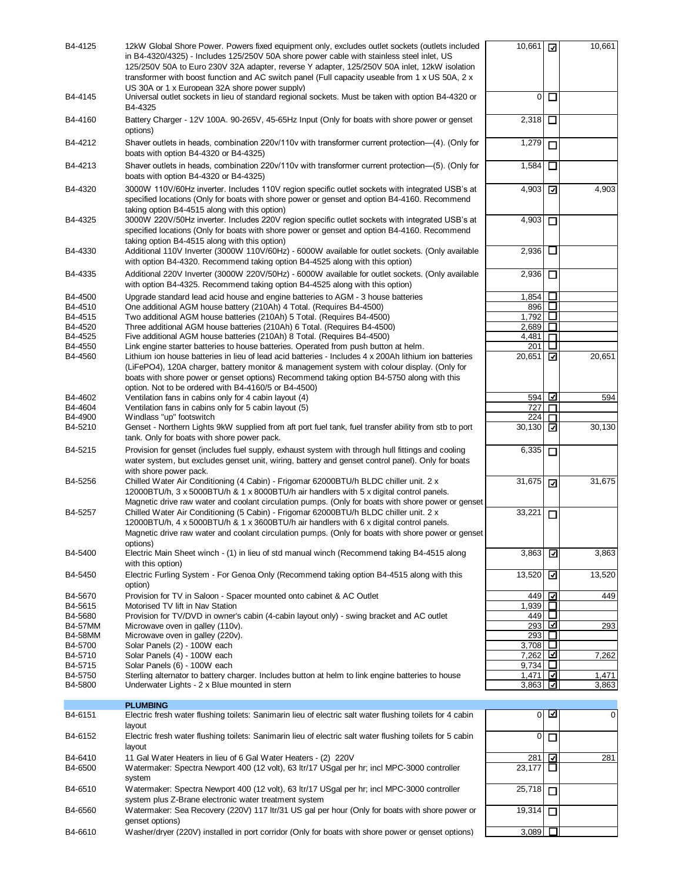| Code | Description | Price | Selected | Total |
|---|---|---|---|---|
| B4-4125 | 12kW Global Shore Power. Powers fixed equipment only, excludes outlet sockets (outlets included in B4-4320/4325) - Includes 125/250V 50A shore power cable with stainless steel inlet, US 125/250V 50A to Euro 230V 32A adapter, reverse Y adapter, 125/250V 50A inlet, 12kW isolation transformer with boost function and AC switch panel (Full capacity useable from 1 x US 50A, 2 x US 30A or 1 x European 32A shore power supply) | 10,661 | ☑ | 10,661 |
| B4-4145 | Universal outlet sockets in lieu of standard regional sockets. Must be taken with option B4-4320 or B4-4325 | 0 | ☐ | |
| B4-4160 | Battery Charger - 12V 100A. 90-265V, 45-65Hz Input (Only for boats with shore power or genset options) | 2,318 | ☐ | |
| B4-4212 | Shaver outlets in heads, combination 220v/110v with transformer current protection—(4). (Only for boats with option B4-4320 or B4-4325) | 1,279 | ☐ | |
| B4-4213 | Shaver outlets in heads, combination 220v/110v with transformer current protection—(5). (Only for boats with option B4-4320 or B4-4325) | 1,584 | ☐ | |
| B4-4320 | 3000W 110V/60Hz inverter. Includes 110V region specific outlet sockets with integrated USB's at specified locations (Only for boats with shore power or genset and option B4-4160. Recommend taking option B4-4515 along with this option) | 4,903 | ☑ | 4,903 |
| B4-4325 | 3000W 220V/50Hz inverter. Includes 220V region specific outlet sockets with integrated USB's at specified locations (Only for boats with shore power or genset and option B4-4160. Recommend taking option B4-4515 along with this option) | 4,903 | ☐ | |
| B4-4330 | Additional 110V Inverter (3000W 110V/60Hz) - 6000W available for outlet sockets. (Only available with option B4-4320. Recommend taking option B4-4525 along with this option) | 2,936 | ☐ | |
| B4-4335 | Additional 220V Inverter (3000W 220V/50Hz) - 6000W available for outlet sockets. (Only available with option B4-4325. Recommend taking option B4-4525 along with this option) | 2,936 | ☐ | |
| B4-4500 | Upgrade standard lead acid house and engine batteries to AGM - 3 house batteries | 1,854 | ☐ | |
| B4-4510 | One additional AGM house battery (210Ah) 4 Total. (Requires B4-4500) | 896 | ☐ | |
| B4-4515 | Two additional AGM house batteries (210Ah) 5 Total. (Requires B4-4500) | 1,792 | ☐ | |
| B4-4520 | Three additional AGM house batteries (210Ah) 6 Total. (Requires B4-4500) | 2,689 | ☐ | |
| B4-4525 | Five additional AGM house batteries (210Ah) 8 Total. (Requires B4-4500) | 4,481 | ☐ | |
| B4-4550 | Link engine starter batteries to house batteries. Operated from push button at helm. | 201 | ☐ | |
| B4-4560 | Lithium ion house batteries in lieu of lead acid batteries - Includes 4 x 200Ah lithium ion batteries (LiFePO4), 120A charger, battery monitor & management system with colour display. (Only for boats with shore power or genset options) Recommend taking option B4-5750 along with this option. Not to be ordered with B4-4160/5 or B4-4500) | 20,651 | ☑ | 20,651 |
| B4-4602 | Ventilation fans in cabins only for 4 cabin layout (4) | 594 | ☑ | 594 |
| B4-4604 | Ventilation fans in cabins only for 5 cabin layout (5) | 727 | ☐ | |
| B4-4900 | Windlass "up" footswitch | 224 | ☐ | |
| B4-5210 | Genset - Northern Lights 9kW supplied from aft port fuel tank, fuel transfer ability from stb to port tank. Only for boats with shore power pack. | 30,130 | ☑ | 30,130 |
| B4-5215 | Provision for genset (includes fuel supply, exhaust system with through hull fittings and cooling water system, but excludes genset unit, wiring, battery and genset control panel). Only for boats with shore power pack. | 6,335 | ☐ | |
| B4-5256 | Chilled Water Air Conditioning (4 Cabin) - Frigomar 62000BTU/h BLDC chiller unit. 2 x 12000BTU/h, 3 x 5000BTU/h & 1 x 8000BTU/h air handlers with 5 x digital control panels. Magnetic drive raw water and coolant circulation pumps. (Only for boats with shore power or genset | 31,675 | ☑ | 31,675 |
| B4-5257 | Chilled Water Air Conditioning (5 Cabin) - Frigomar 62000BTU/h BLDC chiller unit. 2 x 12000BTU/h, 4 x 5000BTU/h & 1 x 3600BTU/h air handlers with 6 x digital control panels. Magnetic drive raw water and coolant circulation pumps. (Only for boats with shore power or genset options) | 33,221 | ☐ | |
| B4-5400 | Electric Main Sheet winch - (1) in lieu of std manual winch (Recommend taking B4-4515 along with this option) | 3,863 | ☑ | 3,863 |
| B4-5450 | Electric Furling System - For Genoa Only (Recommend taking option B4-4515 along with this option) | 13,520 | ☑ | 13,520 |
| B4-5670 | Provision for TV in Saloon - Spacer mounted onto cabinet & AC Outlet | 449 | ☑ | 449 |
| B4-5615 | Motorised TV lift in Nav Station | 1,939 | ☐ | |
| B4-5680 | Provision for TV/DVD in owner's cabin (4-cabin layout only) - swing bracket and AC outlet | 449 | ☐ | |
| B4-57MM | Microwave oven in galley (110v). | 293 | ☑ | 293 |
| B4-58MM | Microwave oven in galley (220v). | 293 | ☐ | |
| B4-5700 | Solar Panels (2) - 100W each | 3,708 | ☐ | |
| B4-5710 | Solar Panels (4) - 100W each | 7,262 | ☑ | 7,262 |
| B4-5715 | Solar Panels (6) - 100W each | 9,734 | ☐ | |
| B4-5750 | Sterling alternator to battery charger. Includes button at helm to link engine batteries to house | 1,471 | ☑ | 1,471 |
| B4-5800 | Underwater Lights - 2 x Blue mounted in stern | 3,863 | ☑ | 3,863 |

## PLUMBING

| Code | Description | Price | Selected | Total |
|---|---|---|---|---|
| B4-6151 | Electric fresh water flushing toilets: Sanimarin lieu of electric salt water flushing toilets for 4 cabin layout | 0 | ☑ | 0 |
| B4-6152 | Electric fresh water flushing toilets: Sanimarin lieu of electric salt water flushing toilets for 5 cabin layout | 0 | ☐ | |
| B4-6410 | 11 Gal Water Heaters in lieu of 6 Gal Water Heaters - (2) 220V | 281 | ☑ | 281 |
| B4-6500 | Watermaker: Spectra Newport 400 (12 volt), 63 ltr/17 USgal per hr; incl MPC-3000 controller system | 23,177 | ☐ | |
| B4-6510 | Watermaker: Spectra Newport 400 (12 volt), 63 ltr/17 USgal per hr; incl MPC-3000 controller system plus Z-Brane electronic water treatment system | 25,718 | ☐ | |
| B4-6560 | Watermaker: Sea Recovery (220V) 117 ltr/31 US gal per hour (Only for boats with shore power or genset options) | 19,314 | ☐ | |
| B4-6610 | Washer/dryer (220V) installed in port corridor (Only for boats with shore power or genset options) | 3,089 | ☐ | |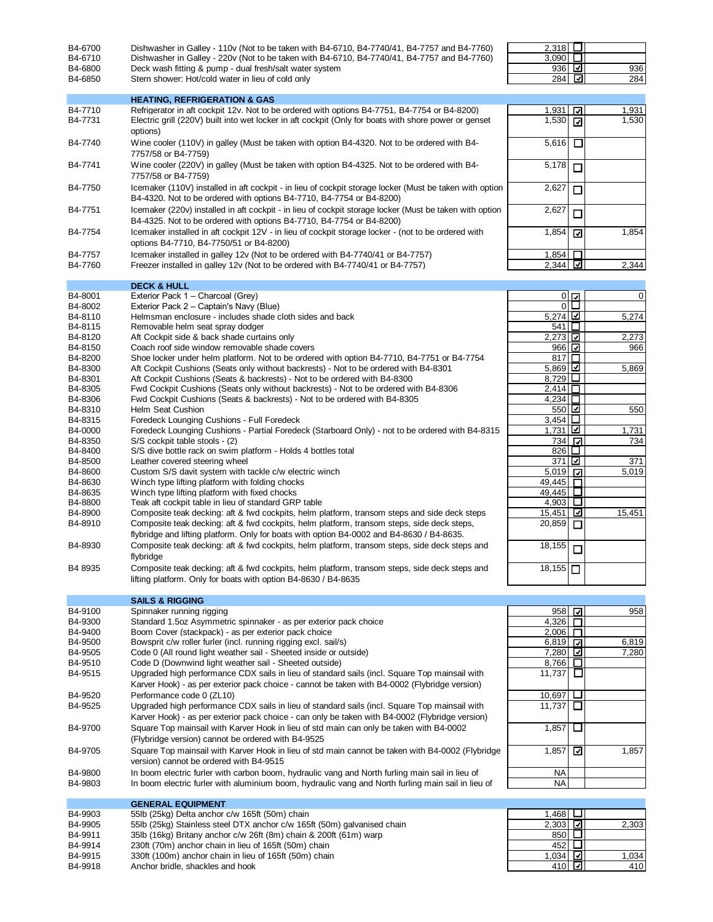| Code | Description | Price | Selected | Total |
|---|---|---|---|---|
| B4-6700 | Dishwasher in Galley - 110v (Not to be taken with B4-6710, B4-7740/41, B4-7757 and B4-7760) | 2,318 | ☐ | |
| B4-6710 | Dishwasher in Galley - 220v (Not to be taken with B4-6710, B4-7740/41, B4-7757 and B4-7760) | 3,090 | ☐ | |
| B4-6800 | Deck wash fitting & pump - dual fresh/salt water system | 936 | ☑ | 936 |
| B4-6850 | Stern shower: Hot/cold water in lieu of cold only | 284 | ☑ | 284 |
| | **HEATING, REFRIGERATION & GAS** | | | |
| B4-7710 | Refrigerator in aft cockpit 12v. Not to be ordered with options B4-7751, B4-7754 or B4-8200) | 1,931 | ☑ | 1,931 |
| B4-7731 | Electric grill (220V) built into wet locker in aft cockpit (Only for boats with shore power or genset options) | 1,530 | ☑ | 1,530 |
| B4-7740 | Wine cooler (110V) in galley (Must be taken with option B4-4320. Not to be ordered with B4-7757/58 or B4-7759) | 5,616 | ☐ | |
| B4-7741 | Wine cooler (220V) in galley (Must be taken with option B4-4325. Not to be ordered with B4-7757/58 or B4-7759) | 5,178 | ☐ | |
| B4-7750 | Icemaker (110V) installed in aft cockpit - in lieu of cockpit storage locker (Must be taken with option B4-4320. Not to be ordered with options B4-7710, B4-7754 or B4-8200) | 2,627 | ☐ | |
| B4-7751 | Icemaker (220v) installed in aft cockpit - in lieu of cockpit storage locker (Must be taken with option B4-4325. Not to be ordered with options B4-7710, B4-7754 or B4-8200) | 2,627 | ☐ | |
| B4-7754 | Icemaker installed in aft cockpit 12V - in lieu of cockpit storage locker - (not to be ordered with options B4-7710, B4-7750/51 or B4-8200) | 1,854 | ☑ | 1,854 |
| B4-7757 | Icemaker installed in galley 12v (Not to be ordered with B4-7740/41 or B4-7757) | 1,854 | ☐ | |
| B4-7760 | Freezer installed in galley 12v (Not to be ordered with B4-7740/41 or B4-7757) | 2,344 | ☑ | 2,344 |
| | **DECK & HULL** | | | |
| B4-8001 | Exterior Pack 1 – Charcoal (Grey) | 0 | ☑ | 0 |
| B4-8002 | Exterior Pack 2 – Captain's Navy (Blue) | 0 | ☐ | |
| B4-8110 | Helmsman enclosure - includes shade cloth sides and back | 5,274 | ☑ | 5,274 |
| B4-8115 | Removable helm seat spray dodger | 541 | ☐ | |
| B4-8120 | Aft Cockpit side & back shade curtains only | 2,273 | ☑ | 2,273 |
| B4-8150 | Coach roof side window removable shade covers | 966 | ☑ | 966 |
| B4-8200 | Shoe locker under helm platform. Not to be ordered with option B4-7710, B4-7751 or B4-7754 | 817 | ☐ | |
| B4-8300 | Aft Cockpit Cushions (Seats only without backrests) - Not to be ordered with B4-8301 | 5,869 | ☑ | 5,869 |
| B4-8301 | Aft Cockpit Cushions (Seats & backrests) - Not to be ordered with B4-8300 | 8,729 | ☐ | |
| B4-8305 | Fwd Cockpit Cushions (Seats only without backrests) - Not to be ordered with B4-8306 | 2,414 | ☐ | |
| B4-8306 | Fwd Cockpit Cushions (Seats & backrests) - Not to be ordered with B4-8305 | 4,234 | ☐ | |
| B4-8310 | Helm Seat Cushion | 550 | ☑ | 550 |
| B4-8315 | Foredeck Lounging Cushions - Full Foredeck | 3,454 | ☐ | |
| B4-0000 | Foredeck Lounging Cushions - Partial Foredeck (Starboard Only) - not to be ordered with B4-8315 | 1,731 | ☑ | 1,731 |
| B4-8350 | S/S cockpit table stools - (2) | 734 | ☑ | 734 |
| B4-8400 | S/S dive bottle rack on swim platform - Holds 4 bottles total | 826 | ☐ | |
| B4-8500 | Leather covered steering wheel | 371 | ☑ | 371 |
| B4-8600 | Custom S/S davit system with tackle c/w electric winch | 5,019 | ☑ | 5,019 |
| B4-8630 | Winch type lifting platform with folding chocks | 49,445 | ☐ | |
| B4-8635 | Winch type lifting platform with fixed chocks | 49,445 | ☐ | |
| B4-8800 | Teak aft cockpit table in lieu of standard GRP table | 4,903 | ☐ | |
| B4-8900 | Composite teak decking: aft & fwd cockpits, helm platform, transom steps and side deck steps | 15,451 | ☑ | 15,451 |
| B4-8910 | Composite teak decking: aft & fwd cockpits, helm platform, transom steps, side deck steps, flybridge and lifting platform. Only for boats with option B4-0002 and B4-8630 / B4-8635. | 20,859 | ☐ | |
| B4-8930 | Composite teak decking: aft & fwd cockpits, helm platform, transom steps, side deck steps and flybridge | 18,155 | ☐ | |
| B4 8935 | Composite teak decking: aft & fwd cockpits, helm platform, transom steps, side deck steps and lifting platform. Only for boats with option B4-8630 / B4-8635 | 18,155 | ☐ | |
| | **SAILS & RIGGING** | | | |
| B4-9100 | Spinnaker running rigging | 958 | ☑ | 958 |
| B4-9300 | Standard 1.5oz Asymmetric spinnaker - as per exterior pack choice | 4,326 | ☐ | |
| B4-9400 | Boom Cover (stackpack) - as per exterior pack choice | 2,006 | ☐ | |
| B4-9500 | Bowsprit c/w roller furler (incl. running rigging excl. sail/s) | 6,819 | ☑ | 6,819 |
| B4-9505 | Code 0 (All round light weather sail - Sheeted inside or outside) | 7,280 | ☑ | 7,280 |
| B4-9510 | Code D (Downwind light weather sail - Sheeted outside) | 8,766 | ☐ | |
| B4-9515 | Upgraded high performance CDX sails in lieu of standard sails (incl. Square Top mainsail with Karver Hook) - as per exterior pack choice - cannot be taken with B4-0002 (Flybridge version) | 11,737 | ☐ | |
| B4-9520 | Performance code 0 (ZL10) | 10,697 | ☐ | |
| B4-9525 | Upgraded high performance CDX sails in lieu of standard sails (incl. Square Top mainsail with Karver Hook) - as per exterior pack choice - can only be taken with B4-0002 (Flybridge version) | 11,737 | ☐ | |
| B4-9700 | Square Top mainsail with Karver Hook in lieu of std main can only be taken with B4-0002 (Flybridge version) cannot be ordered with B4-9525 | 1,857 | ☐ | |
| B4-9705 | Square Top mainsail with Karver Hook in lieu of std main cannot be taken with B4-0002 (Flybridge version) cannot be ordered with B4-9515 | 1,857 | ☑ | 1,857 |
| B4-9800 | In boom electric furler with carbon boom, hydraulic vang and North furling main sail in lieu of | NA | | |
| B4-9803 | In boom electric furler with aluminium boom, hydraulic vang and North furling main sail in lieu of | NA | | |
| | **GENERAL EQUIPMENT** | | | |
| B4-9903 | 55lb (25kg) Delta anchor c/w 165ft (50m) chain | 1,468 | ☐ | |
| B4-9905 | 55lb (25kg) Stainless steel DTX anchor c/w 165ft (50m) galvanised chain | 2,303 | ☑ | 2,303 |
| B4-9911 | 35lb (16kg) Britany anchor c/w 26ft (8m) chain & 200ft (61m) warp | 850 | ☐ | |
| B4-9914 | 230ft (70m) anchor chain in lieu of 165ft (50m) chain | 452 | ☐ | |
| B4-9915 | 330ft (100m) anchor chain in lieu of 165ft (50m) chain | 1,034 | ☑ | 1,034 |
| B4-9918 | Anchor bridle, shackles and hook | 410 | ☑ | 410 |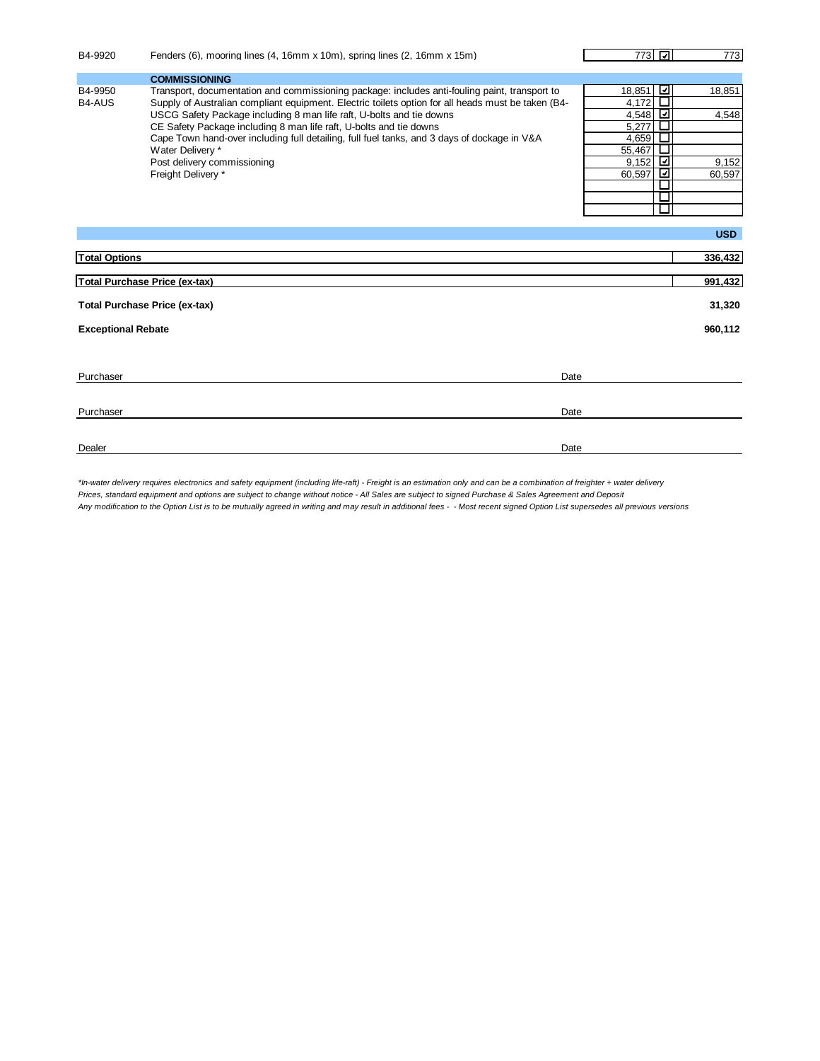| Code | Description | Price | Selected | Total |
|---|---|---|---|---|
| B4-9920 | Fenders (6), mooring lines (4, 16mm x 10m), spring lines (2, 16mm x 15m) | 773 | ☑ | 773 |
| | **COMMISSIONING** | | | |
| B4-9950 | Transport, documentation and commissioning package: includes anti-fouling paint, transport to | 18,851 | ☑ | 18,851 |
| B4-AUS | Supply of Australian compliant equipment. Electric toilets option for all heads must be taken (B4- | 4,172 | ☐ | |
| | USCG Safety Package including 8 man life raft, U-bolts and tie downs | 4,548 | ☑ | 4,548 |
| | CE Safety Package including 8 man life raft, U-bolts and tie downs | 5,277 | ☐ | |
| | Cape Town hand-over including full detailing, full fuel tanks, and 3 days of dockage in V&A | 4,659 | ☐ | |
| | Water Delivery * | 55,467 | ☐ | |
| | Post delivery commissioning | 9,152 | ☑ | 9,152 |
| | Freight Delivery * | 60,597 | ☑ | 60,597 |
| | | | ☐ | |
| | | | ☐ | |
| | | | ☐ | |

| | USD |
|---|---|
| **Total Options** | **336,432** |
| **Total Purchase Price (ex-tax)** | **991,432** |
| **Total Purchase Price (ex-tax)** | **31,320** |
| **Exceptional Rebate** | **960,112** |

Purchaser ______________________________ Date ______________

Purchaser ______________________________ Date ______________

Dealer ______________________________ Date ______________

*\*In-water delivery requires electronics and safety equipment (including life-raft) - Freight is an estimation only and can be a combination of freighter + water delivery*
*Prices, standard equipment and options are subject to change without notice - All Sales are subject to signed Purchase & Sales Agreement and Deposit*
*Any modification to the Option List is to be mutually agreed in writing and may result in additional fees - - Most recent signed Option List supersedes all previous versions*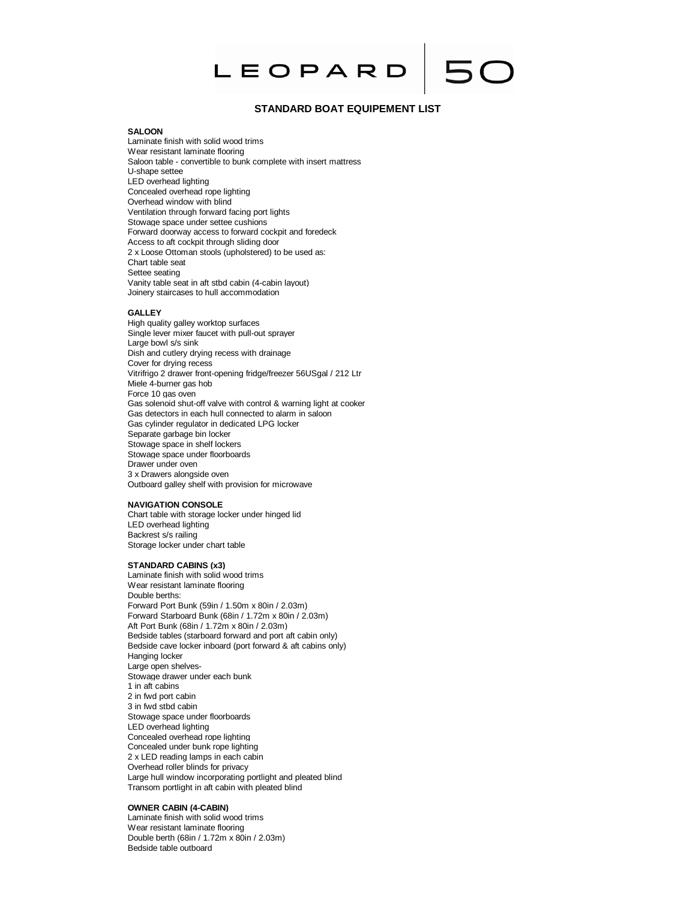# LEOPARD | 50

## STANDARD BOAT EQUIPEMENT LIST

**SALOON**

Laminate finish with solid wood trims
Wear resistant laminate flooring
Saloon table - convertible to bunk complete with insert mattress
U-shape settee
LED overhead lighting
Concealed overhead rope lighting
Overhead window with blind
Ventilation through forward facing port lights
Stowage space under settee cushions
Forward doorway access to forward cockpit and foredeck
Access to aft cockpit through sliding door
2 x Loose Ottoman stools (upholstered) to be used as:
Chart table seat
Settee seating
Vanity table seat in aft stbd cabin (4-cabin layout)
Joinery staircases to hull accommodation

**GALLEY**

High quality galley worktop surfaces
Single lever mixer faucet with pull-out sprayer
Large bowl s/s sink
Dish and cutlery drying recess with drainage
Cover for drying recess
Vitrifrigo 2 drawer front-opening fridge/freezer 56USgal / 212 Ltr
Miele 4-burner gas hob
Force 10 gas oven
Gas solenoid shut-off valve with control & warning light at cooker
Gas detectors in each hull connected to alarm in saloon
Gas cylinder regulator in dedicated LPG locker
Separate garbage bin locker
Stowage space in shelf lockers
Stowage space under floorboards
Drawer under oven
3 x Drawers alongside oven
Outboard galley shelf with provision for microwave

**NAVIGATION CONSOLE**

Chart table with storage locker under hinged lid
LED overhead lighting
Backrest s/s railing
Storage locker under chart table

**STANDARD CABINS (x3)**

Laminate finish with solid wood trims
Wear resistant laminate flooring
Double berths:
Forward Port Bunk (59in / 1.50m x 80in / 2.03m)
Forward Starboard Bunk (68in / 1.72m x 80in / 2.03m)
Aft Port Bunk (68in / 1.72m x 80in / 2.03m)
Bedside tables (starboard forward and port aft cabin only)
Bedside cave locker inboard (port forward & aft cabins only)
Hanging locker
Large open shelves-
Stowage drawer under each bunk
1 in aft cabins
2 in fwd port cabin
3 in fwd stbd cabin
Stowage space under floorboards
LED overhead lighting
Concealed overhead rope lighting
Concealed under bunk rope lighting
2 x LED reading lamps in each cabin
Overhead roller blinds for privacy
Large hull window incorporating portlight and pleated blind
Transom portlight in aft cabin with pleated blind

**OWNER CABIN (4-CABIN)**

Laminate finish with solid wood trims
Wear resistant laminate flooring
Double berth (68in / 1.72m x 80in / 2.03m)
Bedside table outboard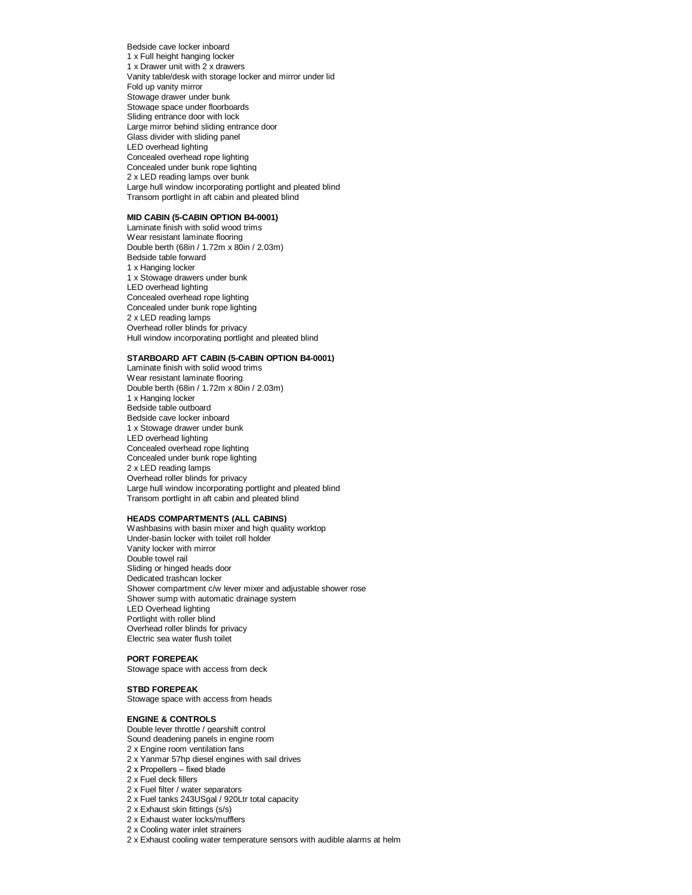Bedside cave locker inboard
1 x Full height hanging locker
1 x Drawer unit with 2 x drawers
Vanity table/desk with storage locker and mirror under lid
Fold up vanity mirror
Stowage drawer under bunk
Stowage space under floorboards
Sliding entrance door with lock
Large mirror behind sliding entrance door
Glass divider with sliding panel
LED overhead lighting
Concealed overhead rope lighting
Concealed under bunk rope lighting
2 x LED reading lamps over bunk
Large hull window incorporating portlight and pleated blind
Transom portlight in aft cabin and pleated blind

**MID CABIN (5-CABIN OPTION B4-0001)**

Laminate finish with solid wood trims
Wear resistant laminate flooring
Double berth (68in / 1.72m x 80in / 2.03m)
Bedside table forward
1 x Hanging locker
1 x Stowage drawers under bunk
LED overhead lighting
Concealed overhead rope lighting
Concealed under bunk rope lighting
2 x LED reading lamps
Overhead roller blinds for privacy
Hull window incorporating portlight and pleated blind

**STARBOARD AFT CABIN (5-CABIN OPTION B4-0001)**

Laminate finish with solid wood trims
Wear resistant laminate flooring
Double berth (68in / 1.72m x 80in / 2.03m)
1 x Hanging locker
Bedside table outboard
Bedside cave locker inboard
1 x Stowage drawer under bunk
LED overhead lighting
Concealed overhead rope lighting
Concealed under bunk rope lighting
2 x LED reading lamps
Overhead roller blinds for privacy
Large hull window incorporating portlight and pleated blind
Transom portlight in aft cabin and pleated blind

**HEADS COMPARTMENTS (ALL CABINS)**

Washbasins with basin mixer and high quality worktop
Under-basin locker with toilet roll holder
Vanity locker with mirror
Double towel rail
Sliding or hinged heads door
Dedicated trashcan locker
Shower compartment c/w lever mixer and adjustable shower rose
Shower sump with automatic drainage system
LED Overhead lighting
Portlight with roller blind
Overhead roller blinds for privacy
Electric sea water flush toilet

**PORT FOREPEAK**

Stowage space with access from deck

**STBD FOREPEAK**

Stowage space with access from heads

**ENGINE & CONTROLS**

Double lever throttle / gearshift control
Sound deadening panels in engine room
2 x Engine room ventilation fans
2 x Yanmar 57hp diesel engines with sail drives
2 x Propellers – fixed blade
2 x Fuel deck fillers
2 x Fuel filter / water separators
2 x Fuel tanks 243USgal / 920Ltr total capacity
2 x Exhaust skin fittings (s/s)
2 x Exhaust water locks/mufflers
2 x Cooling water inlet strainers
2 x Exhaust cooling water temperature sensors with audible alarms at helm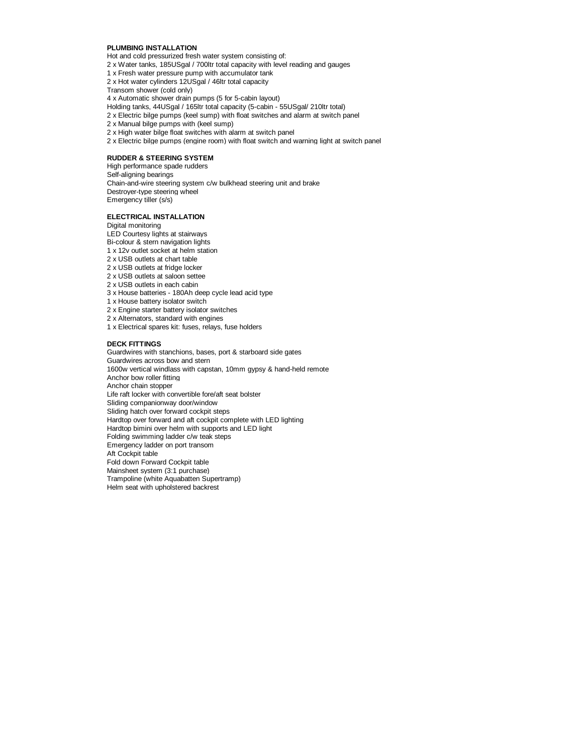**PLUMBING INSTALLATION**

Hot and cold pressurized fresh water system consisting of:
2 x Water tanks, 185USgal / 700ltr total capacity with level reading and gauges
1 x Fresh water pressure pump with accumulator tank
2 x Hot water cylinders 12USgal / 46ltr total capacity
Transom shower (cold only)
4 x Automatic shower drain pumps (5 for 5-cabin layout)
Holding tanks, 44USgal / 165ltr total capacity (5-cabin - 55USgal/ 210ltr total)
2 x Electric bilge pumps (keel sump) with float switches and alarm at switch panel
2 x Manual bilge pumps with (keel sump)
2 x High water bilge float switches with alarm at switch panel
2 x Electric bilge pumps (engine room) with float switch and warning light at switch panel

**RUDDER & STEERING SYSTEM**

High performance spade rudders
Self-aligning bearings
Chain-and-wire steering system c/w bulkhead steering unit and brake
Destroyer-type steering wheel
Emergency tiller (s/s)

**ELECTRICAL INSTALLATION**

Digital monitoring
LED Courtesy lights at stairways
Bi-colour & stern navigation lights
1 x 12v outlet socket at helm station
2 x USB outlets at chart table
2 x USB outlets at fridge locker
2 x USB outlets at saloon settee
2 x USB outlets in each cabin
3 x House batteries - 180Ah deep cycle lead acid type
1 x House battery isolator switch
2 x Engine starter battery isolator switches
2 x Alternators, standard with engines
1 x Electrical spares kit: fuses, relays, fuse holders

**DECK FITTINGS**

Guardwires with stanchions, bases, port & starboard side gates
Guardwires across bow and stern
1600w vertical windlass with capstan, 10mm gypsy & hand-held remote
Anchor bow roller fitting
Anchor chain stopper
Life raft locker with convertible fore/aft seat bolster
Sliding companionway door/window
Sliding hatch over forward cockpit steps
Hardtop over forward and aft cockpit complete with LED lighting
Hardtop bimini over helm with supports and LED light
Folding swimming ladder c/w teak steps
Emergency ladder on port transom
Aft Cockpit table
Fold down Forward Cockpit table
Mainsheet system (3:1 purchase)
Trampoline (white Aquabatten Supertramp)
Helm seat with upholstered backrest